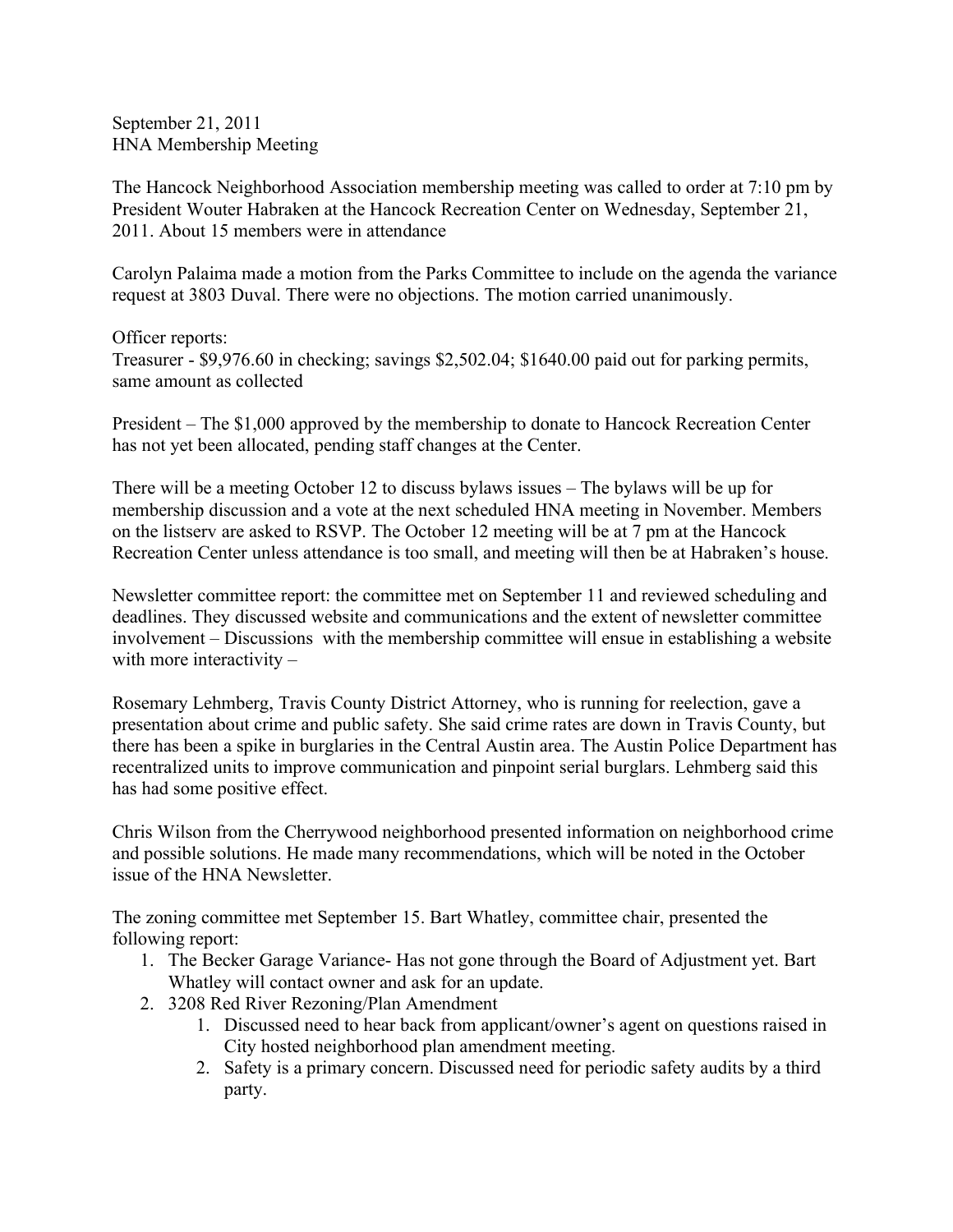September 21, 2011
HNA Membership Meeting

The Hancock Neighborhood Association membership meeting was called to order at 7:10 pm by President Wouter Habraken at the Hancock Recreation Center on Wednesday, September 21, 2011. About 15 members were in attendance

Carolyn Palaima made a motion from the Parks Committee to include on the agenda the variance request at 3803 Duval. There were no objections. The motion carried unanimously.

Officer reports:
Treasurer - $9,976.60 in checking; savings $2,502.04; $1640.00 paid out for parking permits, same amount as collected

President – The $1,000 approved by the membership to donate to Hancock Recreation Center has not yet been allocated, pending staff changes at the Center.

There will be a meeting October 12 to discuss bylaws issues – The bylaws will be up for membership discussion and a vote at the next scheduled HNA meeting in November. Members on the listserv are asked to RSVP. The October 12 meeting will be at 7 pm at the Hancock Recreation Center unless attendance is too small, and meeting will then be at Habraken's house.

Newsletter committee report: the committee met on September 11 and reviewed scheduling and deadlines. They discussed website and communications and the extent of newsletter committee involvement – Discussions with the membership committee will ensue in establishing a website with more interactivity –

Rosemary Lehmberg, Travis County District Attorney, who is running for reelection, gave a presentation about crime and public safety. She said crime rates are down in Travis County, but there has been a spike in burglaries in the Central Austin area. The Austin Police Department has recentralized units to improve communication and pinpoint serial burglars. Lehmberg said this has had some positive effect.

Chris Wilson from the Cherrywood neighborhood presented information on neighborhood crime and possible solutions. He made many recommendations, which will be noted in the October issue of the HNA Newsletter.

The zoning committee met September 15. Bart Whatley, committee chair, presented the following report:

1. The Becker Garage Variance- Has not gone through the Board of Adjustment yet. Bart Whatley will contact owner and ask for an update.
2. 3208 Red River Rezoning/Plan Amendment
    1. Discussed need to hear back from applicant/owner's agent on questions raised in City hosted neighborhood plan amendment meeting.
    2. Safety is a primary concern. Discussed need for periodic safety audits by a third party.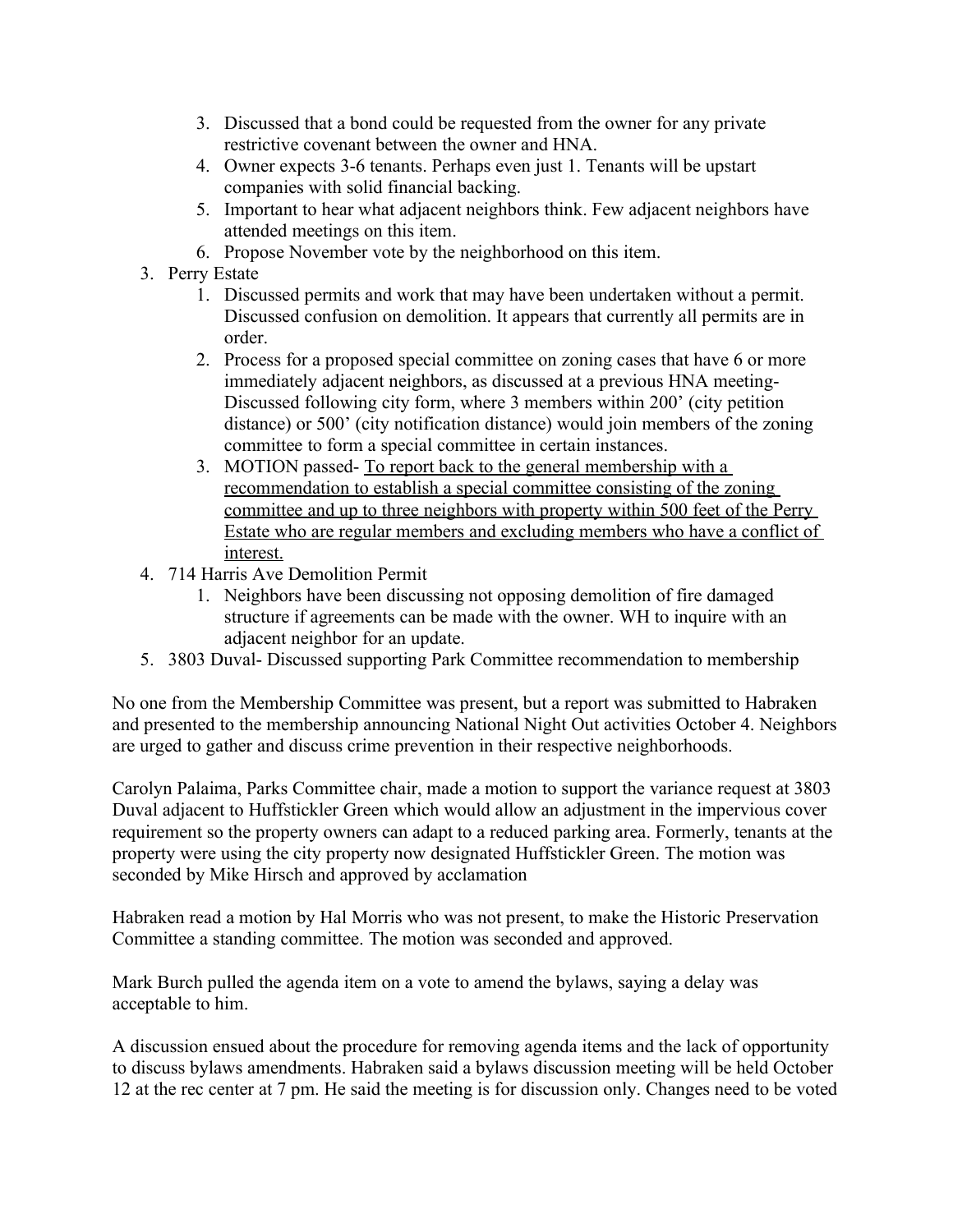3. Discussed that a bond could be requested from the owner for any private restrictive covenant between the owner and HNA.
   4. Owner expects 3-6 tenants. Perhaps even just 1. Tenants will be upstart companies with solid financial backing.
   5. Important to hear what adjacent neighbors think. Few adjacent neighbors have attended meetings on this item.
   6. Propose November vote by the neighborhood on this item.
3. Perry Estate
   1. Discussed permits and work that may have been undertaken without a permit. Discussed confusion on demolition. It appears that currently all permits are in order.
   2. Process for a proposed special committee on zoning cases that have 6 or more immediately adjacent neighbors, as discussed at a previous HNA meeting- Discussed following city form, where 3 members within 200' (city petition distance) or 500' (city notification distance) would join members of the zoning committee to form a special committee in certain instances.
   3. MOTION passed- <u>To report back to the general membership with a recommendation to establish a special committee consisting of the zoning committee and up to three neighbors with property within 500 feet of the Perry Estate who are regular members and excluding members who have a conflict of interest.</u>
4. 714 Harris Ave Demolition Permit
   1. Neighbors have been discussing not opposing demolition of fire damaged structure if agreements can be made with the owner. WH to inquire with an adjacent neighbor for an update.
5. 3803 Duval- Discussed supporting Park Committee recommendation to membership

No one from the Membership Committee was present, but a report was submitted to Habraken and presented to the membership announcing National Night Out activities October 4. Neighbors are urged to gather and discuss crime prevention in their respective neighborhoods.

Carolyn Palaima, Parks Committee chair, made a motion to support the variance request at 3803 Duval adjacent to Huffstickler Green which would allow an adjustment in the impervious cover requirement so the property owners can adapt to a reduced parking area. Formerly, tenants at the property were using the city property now designated Huffstickler Green. The motion was seconded by Mike Hirsch and approved by acclamation

Habraken read a motion by Hal Morris who was not present, to make the Historic Preservation Committee a standing committee. The motion was seconded and approved.

Mark Burch pulled the agenda item on a vote to amend the bylaws, saying a delay was acceptable to him.

A discussion ensued about the procedure for removing agenda items and the lack of opportunity to discuss bylaws amendments. Habraken said a bylaws discussion meeting will be held October 12 at the rec center at 7 pm. He said the meeting is for discussion only. Changes need to be voted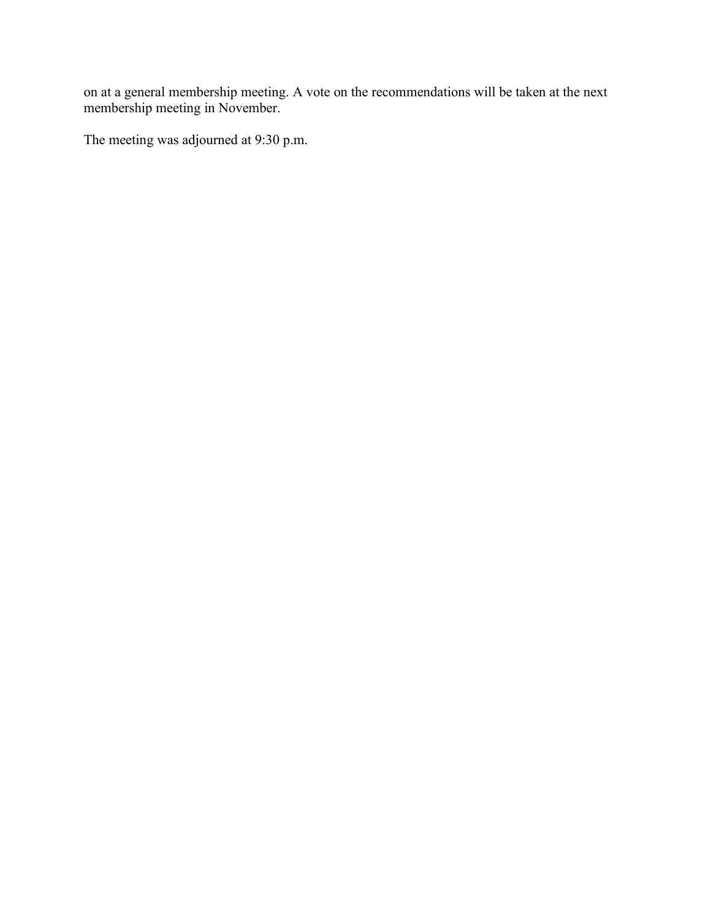on at a general membership meeting. A vote on the recommendations will be taken at the next membership meeting in November.

The meeting was adjourned at 9:30 p.m.